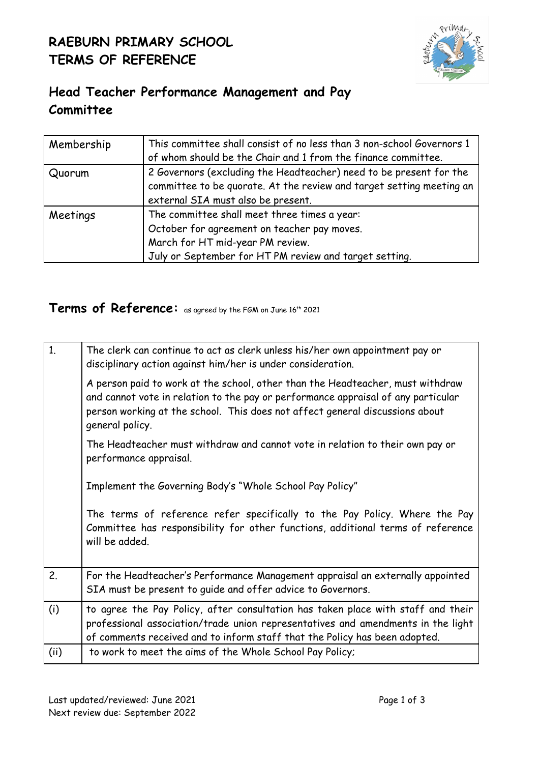# RAEBURN PRIMARY SCHOOL
# TERMS OF REFERENCE

## Head Teacher Performance Management and Pay Committee

| | |
|---|---|
| Membership | This committee shall consist of no less than 3 non-school Governors 1 of whom should be the Chair and 1 from the finance committee. |
| Quorum | 2 Governors (excluding the Headteacher) need to be present for the committee to be quorate. At the review and target setting meeting an external SIA must also be present. |
| Meetings | The committee shall meet three times a year:<br>October for agreement on teacher pay moves.<br>March for HT mid-year PM review.<br>July or September for HT PM review and target setting. |

## Terms of Reference: as agreed by the FGM on June 16th 2021

| | |
|---|---|
| 1. | The clerk can continue to act as clerk unless his/her own appointment pay or disciplinary action against him/her is under consideration.<br>A person paid to work at the school, other than the Headteacher, must withdraw and cannot vote in relation to the pay or performance appraisal of any particular person working at the school. This does not affect general discussions about general policy.<br>The Headteacher must withdraw and cannot vote in relation to their own pay or performance appraisal.<br>Implement the Governing Body's "Whole School Pay Policy"<br>The terms of reference refer specifically to the Pay Policy. Where the Pay Committee has responsibility for other functions, additional terms of reference will be added. |
| 2. | For the Headteacher's Performance Management appraisal an externally appointed SIA must be present to guide and offer advice to Governors. |
| (i) | to agree the Pay Policy, after consultation has taken place with staff and their professional association/trade union representatives and amendments in the light of comments received and to inform staff that the Policy has been adopted. |
| (ii) | to work to meet the aims of the Whole School Pay Policy; |

Last updated/reviewed: June 2021
Next review due: September 2022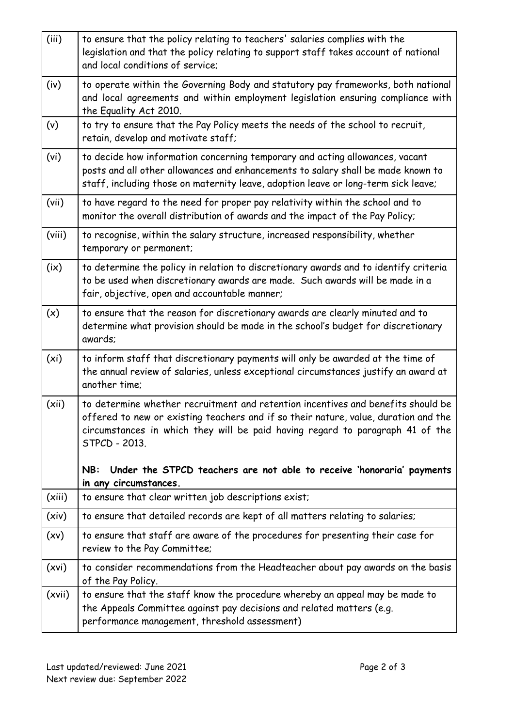| | |
|---|---|
| (iii) | to ensure that the policy relating to teachers' salaries complies with the legislation and that the policy relating to support staff takes account of national and local conditions of service; |
| (iv) | to operate within the Governing Body and statutory pay frameworks, both national and local agreements and within employment legislation ensuring compliance with the Equality Act 2010. |
| (v) | to try to ensure that the Pay Policy meets the needs of the school to recruit, retain, develop and motivate staff; |
| (vi) | to decide how information concerning temporary and acting allowances, vacant posts and all other allowances and enhancements to salary shall be made known to staff, including those on maternity leave, adoption leave or long-term sick leave; |
| (vii) | to have regard to the need for proper pay relativity within the school and to monitor the overall distribution of awards and the impact of the Pay Policy; |
| (viii) | to recognise, within the salary structure, increased responsibility, whether temporary or permanent; |
| (ix) | to determine the policy in relation to discretionary awards and to identify criteria to be used when discretionary awards are made. Such awards will be made in a fair, objective, open and accountable manner; |
| (x) | to ensure that the reason for discretionary awards are clearly minuted and to determine what provision should be made in the school's budget for discretionary awards; |
| (xi) | to inform staff that discretionary payments will only be awarded at the time of the annual review of salaries, unless exceptional circumstances justify an award at another time; |
| (xii) | to determine whether recruitment and retention incentives and benefits should be offered to new or existing teachers and if so their nature, value, duration and the circumstances in which they will be paid having regard to paragraph 41 of the STPCD - 2013.<br><br>**NB: Under the STPCD teachers are not able to receive 'honoraria' payments in any circumstances.** |
| (xiii) | to ensure that clear written job descriptions exist; |
| (xiv) | to ensure that detailed records are kept of all matters relating to salaries; |
| (xv) | to ensure that staff are aware of the procedures for presenting their case for review to the Pay Committee; |
| (xvi) | to consider recommendations from the Headteacher about pay awards on the basis of the Pay Policy. |
| (xvii) | to ensure that the staff know the procedure whereby an appeal may be made to the Appeals Committee against pay decisions and related matters (e.g. performance management, threshold assessment) |

Last updated/reviewed: June 2021
Next review due: September 2022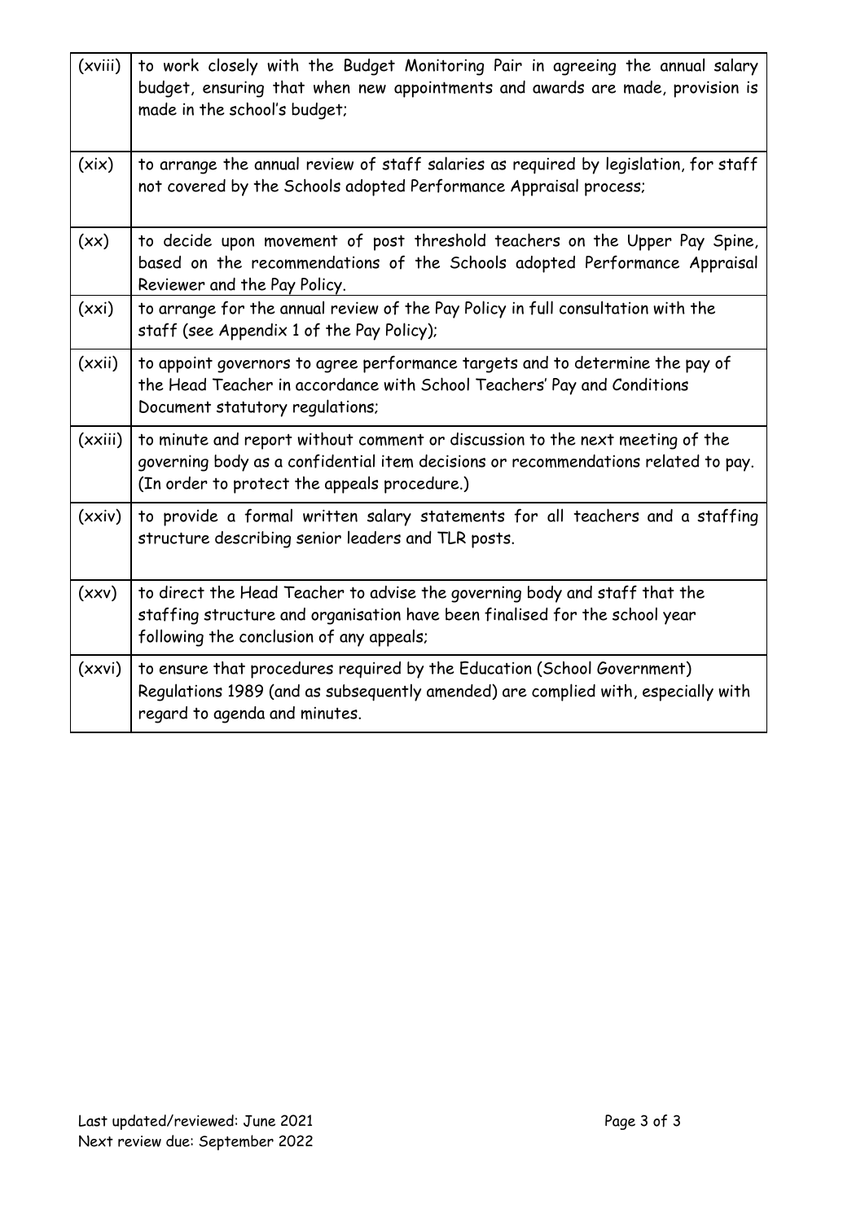| | |
|---|---|
| (xviii) | to work closely with the Budget Monitoring Pair in agreeing the annual salary budget, ensuring that when new appointments and awards are made, provision is made in the school's budget; |
| (xix) | to arrange the annual review of staff salaries as required by legislation, for staff not covered by the Schools adopted Performance Appraisal process; |
| (xx) | to decide upon movement of post threshold teachers on the Upper Pay Spine, based on the recommendations of the Schools adopted Performance Appraisal Reviewer and the Pay Policy. |
| (xxi) | to arrange for the annual review of the Pay Policy in full consultation with the staff (see Appendix 1 of the Pay Policy); |
| (xxii) | to appoint governors to agree performance targets and to determine the pay of the Head Teacher in accordance with School Teachers' Pay and Conditions Document statutory regulations; |
| (xxiii) | to minute and report without comment or discussion to the next meeting of the governing body as a confidential item decisions or recommendations related to pay. (In order to protect the appeals procedure.) |
| (xxiv) | to provide a formal written salary statements for all teachers and a staffing structure describing senior leaders and TLR posts. |
| (xxv) | to direct the Head Teacher to advise the governing body and staff that the staffing structure and organisation have been finalised for the school year following the conclusion of any appeals; |
| (xxvi) | to ensure that procedures required by the Education (School Government) Regulations 1989 (and as subsequently amended) are complied with, especially with regard to agenda and minutes. |

Last updated/reviewed: June 2021
Next review due: September 2022